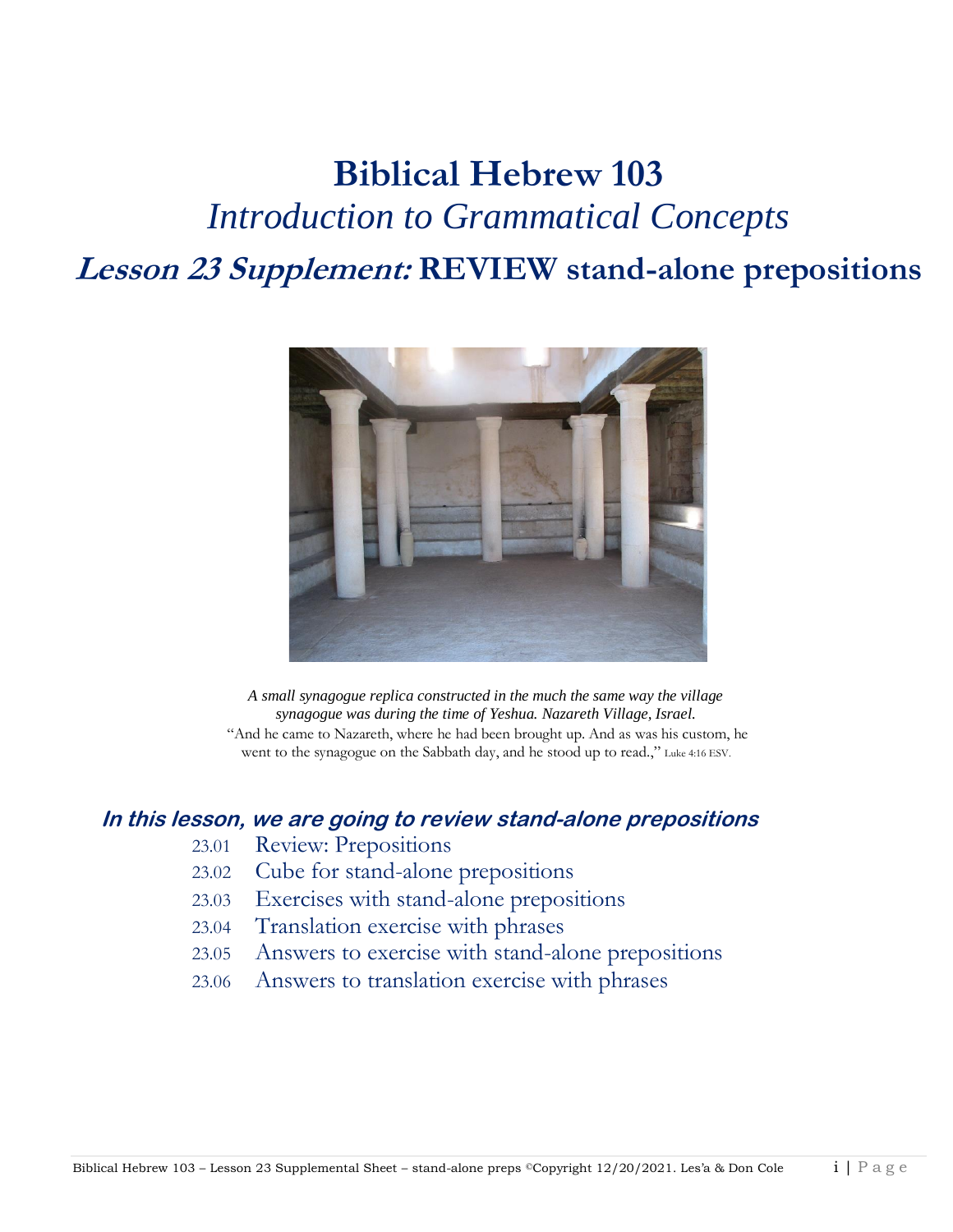# Biblical Hebrew 103

## *Introduction to Grammatical Concepts*

## ***Lesson 23 Supplement:*** REVIEW stand-alone prepositions

*A small synagogue replica constructed in the much the same way the village synagogue was during the time of Yeshua. Nazareth Village, Israel.*
"And he came to Nazareth, where he had been brought up. And as was his custom, he went to the synagogue on the Sabbath day, and he stood up to read.," Luke 4:16 ESV.

### *In this lesson, we are going to review stand-alone prepositions*

23.01 Review: Prepositions
23.02 Cube for stand-alone prepositions
23.03 Exercises with stand-alone prepositions
23.04 Translation exercise with phrases
23.05 Answers to exercise with stand-alone prepositions
23.06 Answers to translation exercise with phrases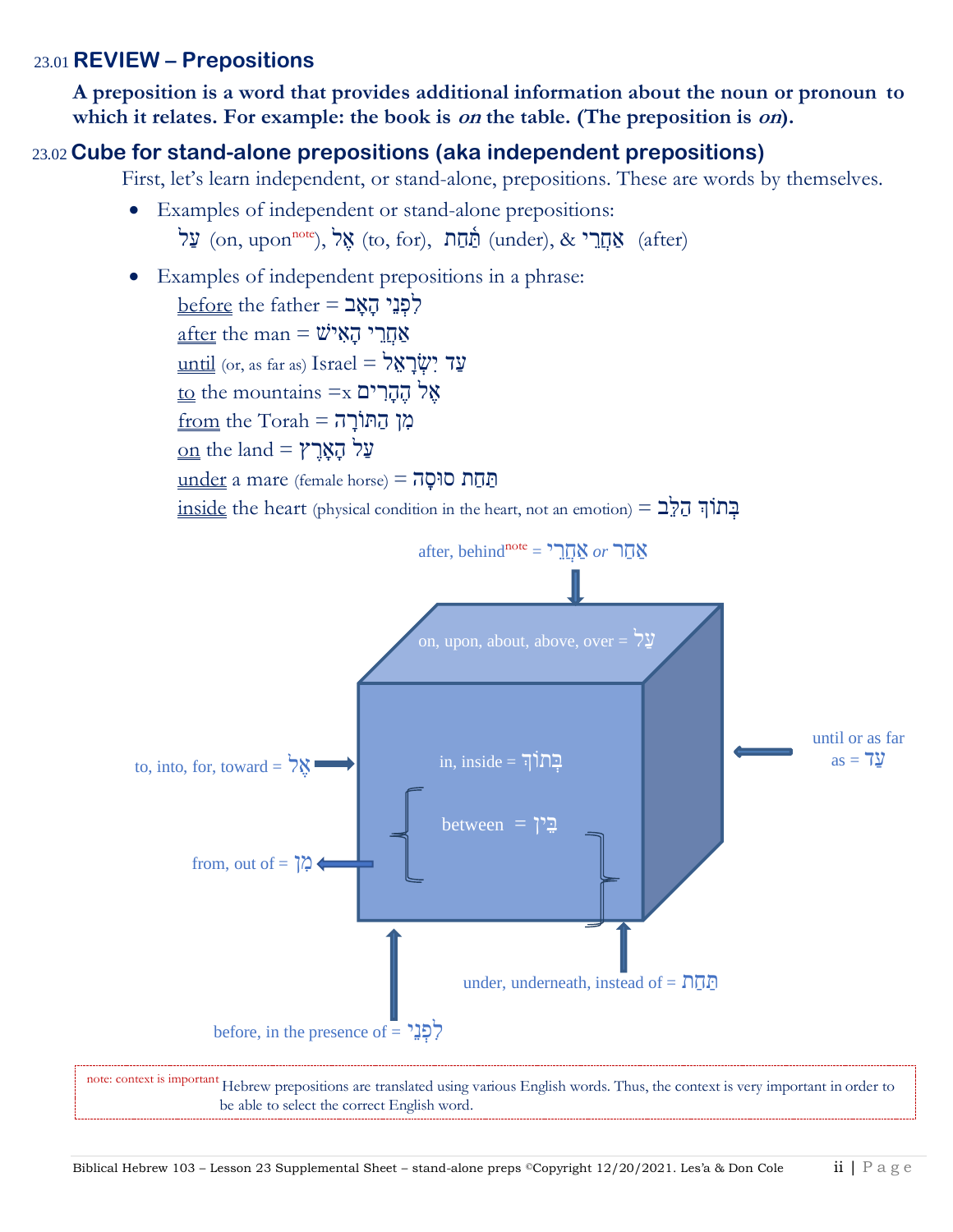## 23.01 REVIEW – Prepositions

**A preposition is a word that provides additional information about the noun or pronoun to which it relates. For example: the book is *on* the table. (The preposition is *on*).**

## 23.02 Cube for stand-alone prepositions (aka independent prepositions)

First, let's learn independent, or stand-alone, prepositions. These are words by themselves.

- Examples of independent or stand-alone prepositions:
  עַל (on, upon[note]), אֶל (to, for), תַּ֫חַת (under), & אַחֲרֵי (after)
- Examples of independent prepositions in a phrase:
  before the father = לִפְנֵי הָאָב
  after the man = אַחֲרֵי הָאִישׁ
  until (or, as far as) Israel = עַד יִשְׂרָאֵל
  to the mountains =x אֶל הֶהָרִים
  from the Torah = מִן הַתּוֹרָה
  on the land = עַל הָאָרֶץ
  under a mare (female horse) = תַּחַת סוּסָה
  inside the heart (physical condition in the heart, not an emotion) = בְּתוֹךְ הַלֵּב

after, behind[note] = אַחֲרֵי *or* אַחַר

on, upon, about, above, over = עַל

to, into, for, toward = אֶל

in, inside = בְּתוֹךְ

between = בֵּין

until or as far as = עַד

from, out of = מִן

under, underneath, instead of = תַּחַת

before, in the presence of = לִפְנֵי

note: context is important Hebrew prepositions are translated using various English words. Thus, the context is very important in order to be able to select the correct English word.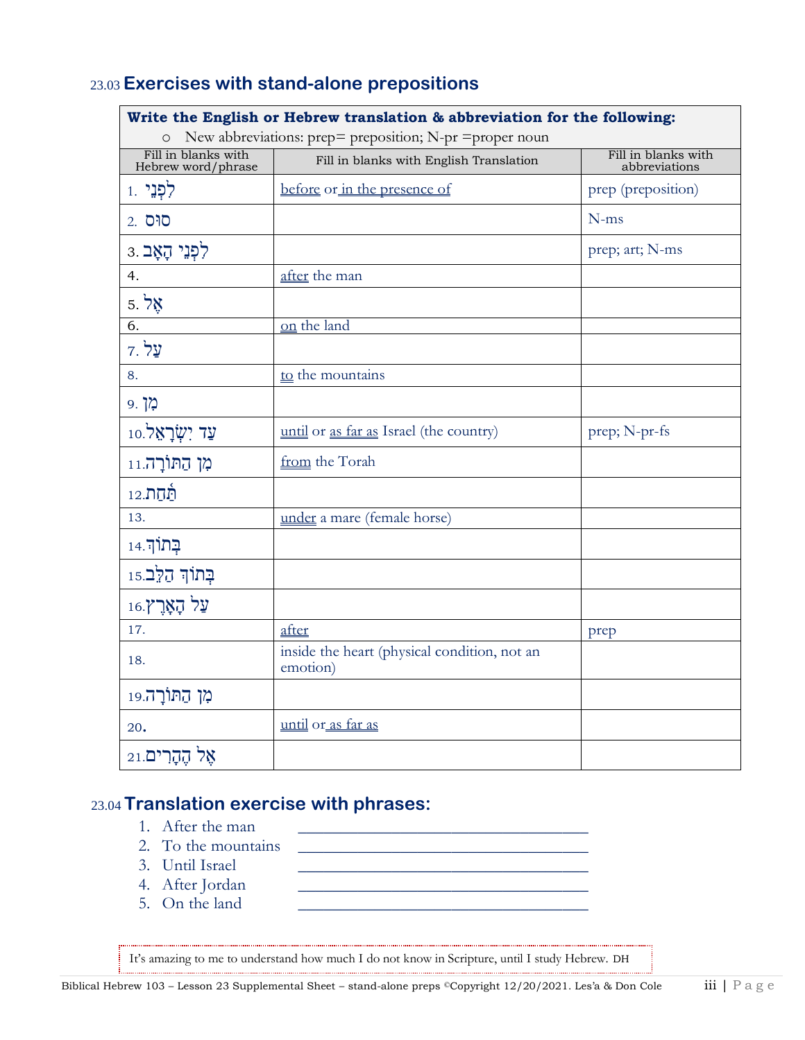## 23.03 Exercises with stand-alone prepositions

| **Write the English or Hebrew translation & abbreviation for the following:**<br>○ New abbreviations: prep= preposition; N-pr =proper noun | | |
|---|---|---|
| Fill in blanks with Hebrew word/phrase | Fill in blanks with English Translation | Fill in blanks with abbreviations |
| 1. לִפְנֵי | before or in the presence of | prep (preposition) |
| 2. סוּס | | N-ms |
| 3. לִפְנֵי הָאָב | | prep; art; N-ms |
| 4. | after the man | |
| 5. אֶל | | |
| 6. | on the land | |
| 7. עַל | | |
| 8. | to the mountains | |
| 9. מִן | | |
| 10. עַד יִשְׂרָאֵל | until or as far as Israel (the country) | prep; N-pr-fs |
| 11. מִן הַתּוֹרָה | from the Torah | |
| 12. תַּחַת | | |
| 13. | under a mare (female horse) | |
| 14. בְּתוֹךְ | | |
| 15. בְּתוֹךְ הַלֵּב | | |
| 16. עַל הָאָרֶץ | | |
| 17. | after | prep |
| 18. | inside the heart (physical condition, not an emotion) | |
| 19. מִן הַתּוֹרָה | | |
| 20. | until or as far as | |
| 21. אֶל הֶהָרִים | | |

## 23.04 Translation exercise with phrases:

1. After the man \_\_\_\_\_\_\_\_\_\_\_\_\_\_\_\_\_\_\_\_\_\_\_\_\_\_\_\_\_\_\_\_\_\_
2. To the mountains \_\_\_\_\_\_\_\_\_\_\_\_\_\_\_\_\_\_\_\_\_\_\_\_\_\_\_\_\_\_\_\_\_\_
3. Until Israel \_\_\_\_\_\_\_\_\_\_\_\_\_\_\_\_\_\_\_\_\_\_\_\_\_\_\_\_\_\_\_\_\_\_
4. After Jordan \_\_\_\_\_\_\_\_\_\_\_\_\_\_\_\_\_\_\_\_\_\_\_\_\_\_\_\_\_\_\_\_\_\_
5. On the land \_\_\_\_\_\_\_\_\_\_\_\_\_\_\_\_\_\_\_\_\_\_\_\_\_\_\_\_\_\_\_\_\_\_

It's amazing to me to understand how much I do not know in Scripture, until I study Hebrew. DH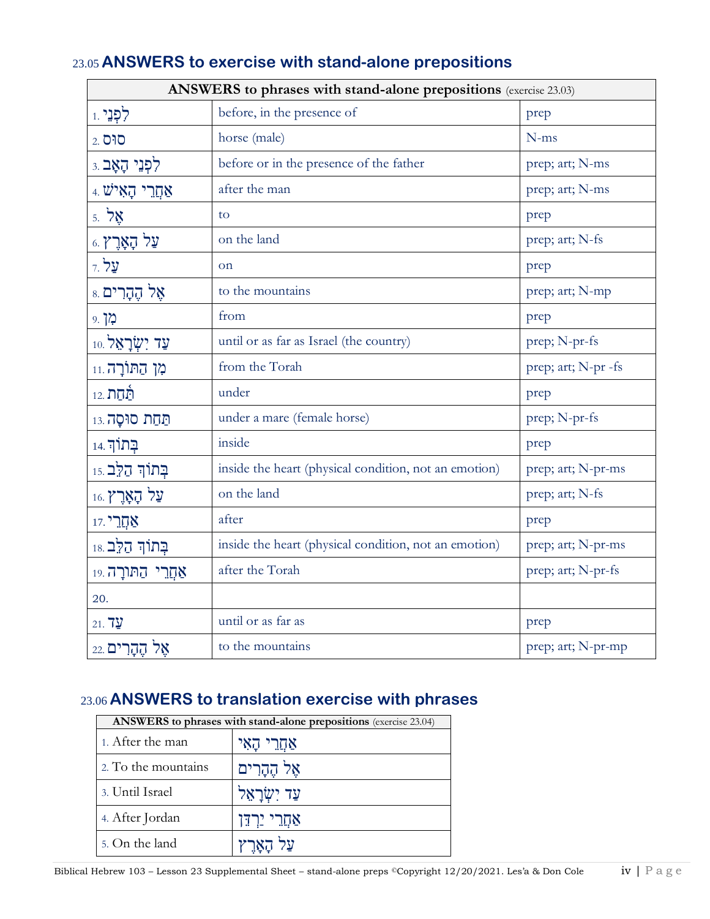## 23.05 ANSWERS to exercise with stand-alone prepositions

| **ANSWERS to phrases with stand-alone prepositions** (exercise 23.03) | | |
|---|---|---|
| 1. לִפְנֵי | before, in the presence of | prep |
| 2. סוּס | horse (male) | N-ms |
| 3. לִפְנֵי הָאָב | before or in the presence of the father | prep; art; N-ms |
| 4. אַחֲרֵי הָאִישׁ | after the man | prep; art; N-ms |
| 5. אֶל | to | prep |
| 6. עַל הָאָרֶץ | on the land | prep; art; N-fs |
| 7. עַל | on | prep |
| 8. אֶל הֶהָרִים | to the mountains | prep; art; N-mp |
| 9. מִן | from | prep |
| 10. עַד יִשְׂרָאֵל | until or as far as Israel (the country) | prep; N-pr-fs |
| 11. מִן הַתּוֹרָה | from the Torah | prep; art; N-pr -fs |
| 12. תַּחַת | under | prep |
| 13. תַּחַת סוּסָה | under a mare (female horse) | prep; N-pr-fs |
| 14. בְּתוֹךְ | inside | prep |
| 15. בְּתוֹךְ הַלֵּב | inside the heart (physical condition, not an emotion) | prep; art; N-pr-ms |
| 16. עַל הָאָרֶץ | on the land | prep; art; N-fs |
| 17. אַחֲרֵי | after | prep |
| 18. בְּתוֹךְ הַלֵּב | inside the heart (physical condition, not an emotion) | prep; art; N-pr-ms |
| 19. אַחֲרֵי הַתּוֹרָה | after the Torah | prep; art; N-pr-fs |
| 20. | | |
| 21. עַד | until or as far as | prep |
| 22. אֶל הֶהָרִים | to the mountains | prep; art; N-pr-mp |

## 23.06 ANSWERS to translation exercise with phrases

| **ANSWERS to phrases with stand-alone prepositions** (exercise 23.04) | |
|---|---|
| 1. After the man | אַחֲרֵי הָאִי |
| 2. To the mountains | אֶל הֶהָרִים |
| 3. Until Israel | עַד יִשְׂרָאֵל |
| 4. After Jordan | אַחֲרֵי יַרְדֵּן |
| 5. On the land | עַל הָאָרֶץ |

Biblical Hebrew 103 – Lesson 23 Supplemental Sheet – stand-alone preps ©Copyright 12/20/2021. Les'a & Don Cole